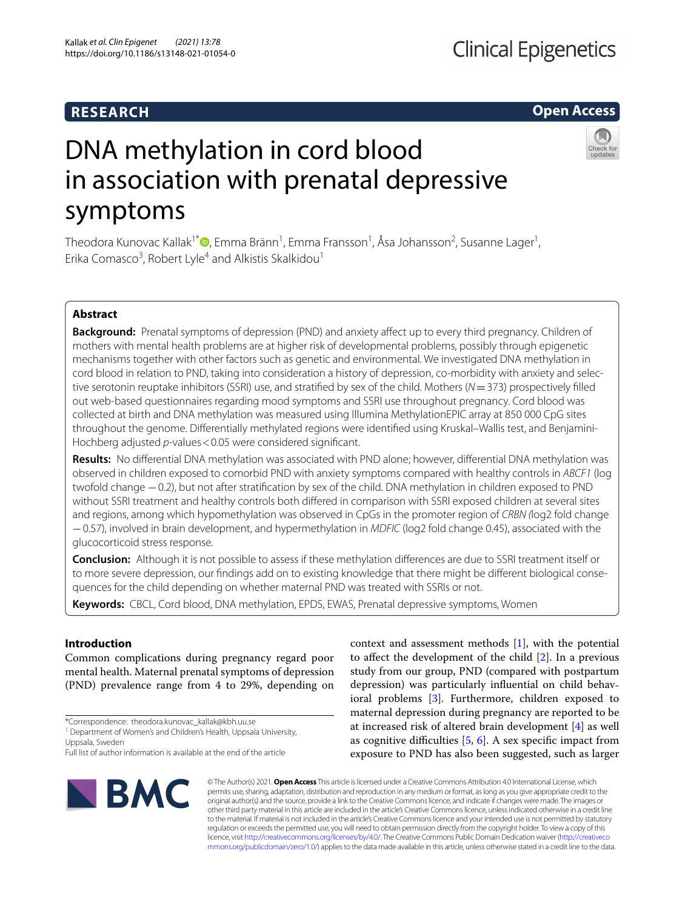RESEARCH

Open Access

# DNA methylation in cord blood in association with prenatal depressive symptoms

Theodora Kunovac Kallak[1*], Emma Bränn[1], Emma Fransson[1], Åsa Johansson[2], Susanne Lager[1], Erika Comasco[3], Robert Lyle[4] and Alkistis Skalkidou[1]

## Abstract

**Background:** Prenatal symptoms of depression (PND) and anxiety affect up to every third pregnancy. Children of mothers with mental health problems are at higher risk of developmental problems, possibly through epigenetic mechanisms together with other factors such as genetic and environmental. We investigated DNA methylation in cord blood in relation to PND, taking into consideration a history of depression, co-morbidity with anxiety and selective serotonin reuptake inhibitors (SSRI) use, and stratified by sex of the child. Mothers ($N = 373$) prospectively filled out web-based questionnaires regarding mood symptoms and SSRI use throughout pregnancy. Cord blood was collected at birth and DNA methylation was measured using Illumina MethylationEPIC array at 850 000 CpG sites throughout the genome. Differentially methylated regions were identified using Kruskal–Wallis test, and Benjamini-Hochberg adjusted $p$-values < 0.05 were considered significant.

**Results:** No differential DNA methylation was associated with PND alone; however, differential DNA methylation was observed in children exposed to comorbid PND with anxiety symptoms compared with healthy controls in *ABCF1* (log twofold change −0.2), but not after stratification by sex of the child. DNA methylation in children exposed to PND without SSRI treatment and healthy controls both differed in comparison with SSRI exposed children at several sites and regions, among which hypomethylation was observed in CpGs in the promoter region of *CRBN* (log2 fold change −0.57), involved in brain development, and hypermethylation in *MDFIC* (log2 fold change 0.45), associated with the glucocorticoid stress response.

**Conclusion:** Although it is not possible to assess if these methylation differences are due to SSRI treatment itself or to more severe depression, our findings add on to existing knowledge that there might be different biological consequences for the child depending on whether maternal PND was treated with SSRIs or not.

**Keywords:** CBCL, Cord blood, DNA methylation, EPDS, EWAS, Prenatal depressive symptoms, Women

## Introduction

Common complications during pregnancy regard poor mental health. Maternal prenatal symptoms of depression (PND) prevalence range from 4 to 29%, depending on context and assessment methods [1], with the potential to affect the development of the child [2]. In a previous study from our group, PND (compared with postpartum depression) was particularly influential on child behavioral problems [3]. Furthermore, children exposed to maternal depression during pregnancy are reported to be at increased risk of altered brain development [4] as well as cognitive difficulties [5, 6]. A sex specific impact from exposure to PND has also been suggested, such as larger

*Correspondence: theodora.kunovac_kallak@kbh.uu.se
[1] Department of Women's and Children's Health, Uppsala University, Uppsala, Sweden
Full list of author information is available at the end of the article

© The Author(s) 2021. **Open Access** This article is licensed under a Creative Commons Attribution 4.0 International License, which permits use, sharing, adaptation, distribution and reproduction in any medium or format, as long as you give appropriate credit to the original author(s) and the source, provide a link to the Creative Commons licence, and indicate if changes were made. The images or other third party material in this article are included in the article's Creative Commons licence, unless indicated otherwise in a credit line to the material. If material is not included in the article's Creative Commons licence and your intended use is not permitted by statutory regulation or exceeds the permitted use, you will need to obtain permission directly from the copyright holder. To view a copy of this licence, visit http://creativecommons.org/licenses/by/4.0/. The Creative Commons Public Domain Dedication waiver (http://creativecommons.org/publicdomain/zero/1.0/) applies to the data made available in this article, unless otherwise stated in a credit line to the data.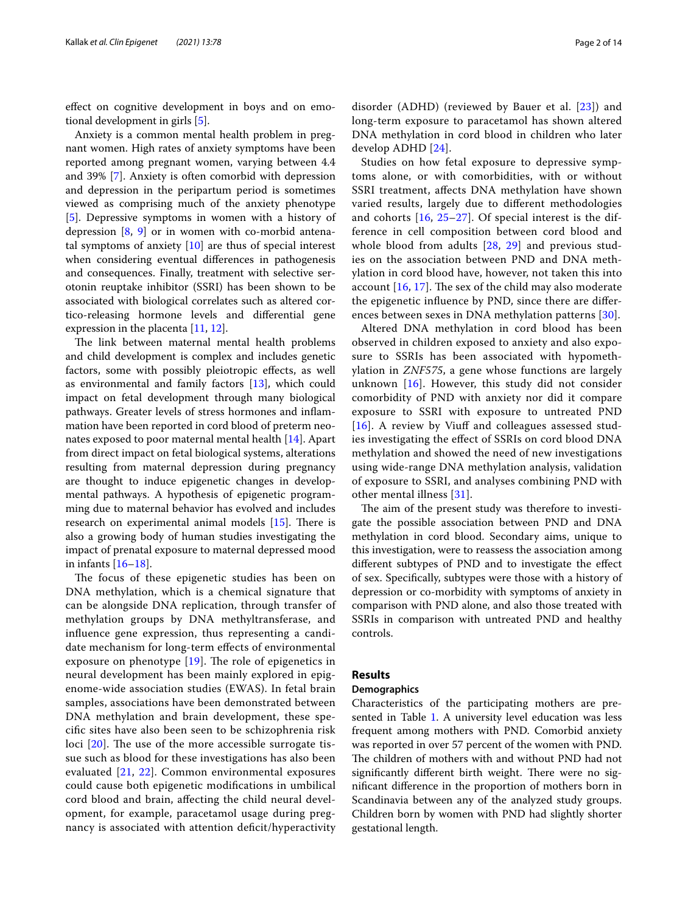effect on cognitive development in boys and on emotional development in girls [5].

Anxiety is a common mental health problem in pregnant women. High rates of anxiety symptoms have been reported among pregnant women, varying between 4.4 and 39% [7]. Anxiety is often comorbid with depression and depression in the peripartum period is sometimes viewed as comprising much of the anxiety phenotype [5]. Depressive symptoms in women with a history of depression [8, 9] or in women with co-morbid antenatal symptoms of anxiety [10] are thus of special interest when considering eventual differences in pathogenesis and consequences. Finally, treatment with selective serotonin reuptake inhibitor (SSRI) has been shown to be associated with biological correlates such as altered cortico-releasing hormone levels and differential gene expression in the placenta [11, 12].

The link between maternal mental health problems and child development is complex and includes genetic factors, some with possibly pleiotropic effects, as well as environmental and family factors [13], which could impact on fetal development through many biological pathways. Greater levels of stress hormones and inflammation have been reported in cord blood of preterm neonates exposed to poor maternal mental health [14]. Apart from direct impact on fetal biological systems, alterations resulting from maternal depression during pregnancy are thought to induce epigenetic changes in developmental pathways. A hypothesis of epigenetic programming due to maternal behavior has evolved and includes research on experimental animal models [15]. There is also a growing body of human studies investigating the impact of prenatal exposure to maternal depressed mood in infants [16–18].

The focus of these epigenetic studies has been on DNA methylation, which is a chemical signature that can be alongside DNA replication, through transfer of methylation groups by DNA methyltransferase, and influence gene expression, thus representing a candidate mechanism for long-term effects of environmental exposure on phenotype [19]. The role of epigenetics in neural development has been mainly explored in epigenome-wide association studies (EWAS). In fetal brain samples, associations have been demonstrated between DNA methylation and brain development, these specific sites have also been seen to be schizophrenia risk loci [20]. The use of the more accessible surrogate tissue such as blood for these investigations has also been evaluated [21, 22]. Common environmental exposures could cause both epigenetic modifications in umbilical cord blood and brain, affecting the child neural development, for example, paracetamol usage during pregnancy is associated with attention deficit/hyperactivity disorder (ADHD) (reviewed by Bauer et al. [23]) and long-term exposure to paracetamol has shown altered DNA methylation in cord blood in children who later develop ADHD [24].

Studies on how fetal exposure to depressive symptoms alone, or with comorbidities, with or without SSRI treatment, affects DNA methylation have shown varied results, largely due to different methodologies and cohorts [16, 25–27]. Of special interest is the difference in cell composition between cord blood and whole blood from adults [28, 29] and previous studies on the association between PND and DNA methylation in cord blood have, however, not taken this into account [16, 17]. The sex of the child may also moderate the epigenetic influence by PND, since there are differences between sexes in DNA methylation patterns [30].

Altered DNA methylation in cord blood has been observed in children exposed to anxiety and also exposure to SSRIs has been associated with hypomethylation in *ZNF575*, a gene whose functions are largely unknown [16]. However, this study did not consider comorbidity of PND with anxiety nor did it compare exposure to SSRI with exposure to untreated PND [16]. A review by Viuff and colleagues assessed studies investigating the effect of SSRIs on cord blood DNA methylation and showed the need of new investigations using wide-range DNA methylation analysis, validation of exposure to SSRI, and analyses combining PND with other mental illness [31].

The aim of the present study was therefore to investigate the possible association between PND and DNA methylation in cord blood. Secondary aims, unique to this investigation, were to reassess the association among different subtypes of PND and to investigate the effect of sex. Specifically, subtypes were those with a history of depression or co-morbidity with symptoms of anxiety in comparison with PND alone, and also those treated with SSRIs in comparison with untreated PND and healthy controls.

## Results

### Demographics

Characteristics of the participating mothers are presented in Table 1. A university level education was less frequent among mothers with PND. Comorbid anxiety was reported in over 57 percent of the women with PND. The children of mothers with and without PND had not significantly different birth weight. There were no significant difference in the proportion of mothers born in Scandinavia between any of the analyzed study groups. Children born by women with PND had slightly shorter gestational length.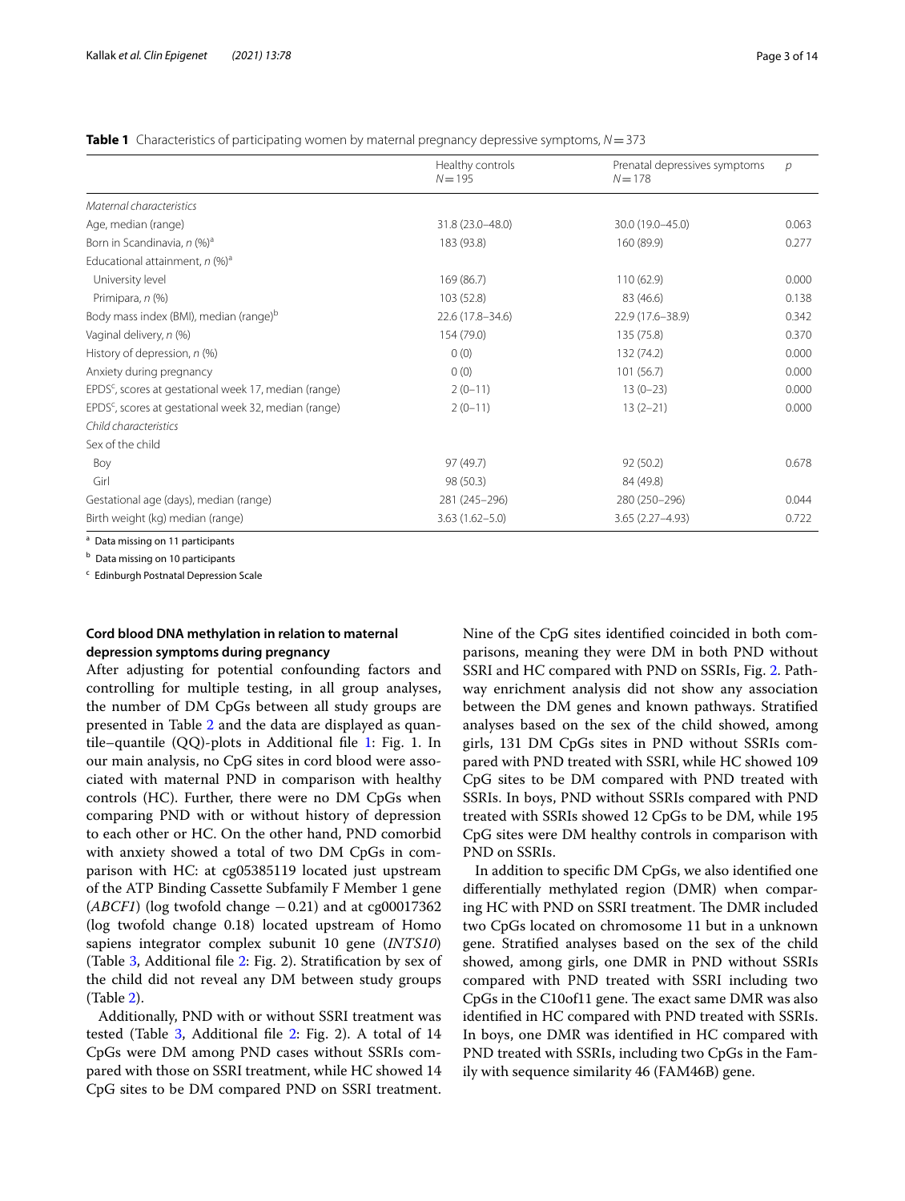**Table 1** Characteristics of participating women by maternal pregnancy depressive symptoms, $N = 373$

| | Healthy controls $N = 195$ | Prenatal depressives symptoms $N = 178$ | $p$ |
|---|---|---|---|
| *Maternal characteristics* | | | |
| Age, median (range) | 31.8 (23.0–48.0) | 30.0 (19.0–45.0) | 0.063 |
| Born in Scandinavia, *n* (%)[a] | 183 (93.8) | 160 (89.9) | 0.277 |
| Educational attainment, *n* (%)[a] | | | |
| University level | 169 (86.7) | 110 (62.9) | 0.000 |
| Primipara, *n* (%) | 103 (52.8) | 83 (46.6) | 0.138 |
| Body mass index (BMI), median (range)[b] | 22.6 (17.8–34.6) | 22.9 (17.6–38.9) | 0.342 |
| Vaginal delivery, *n* (%) | 154 (79.0) | 135 (75.8) | 0.370 |
| History of depression, *n* (%) | 0 (0) | 132 (74.2) | 0.000 |
| Anxiety during pregnancy | 0 (0) | 101 (56.7) | 0.000 |
| EPDS[c], scores at gestational week 17, median (range) | 2 (0–11) | 13 (0–23) | 0.000 |
| EPDS[c], scores at gestational week 32, median (range) | 2 (0–11) | 13 (2–21) | 0.000 |
| *Child characteristics* | | | |
| Sex of the child | | | |
| Boy | 97 (49.7) | 92 (50.2) | 0.678 |
| Girl | 98 (50.3) | 84 (49.8) | |
| Gestational age (days), median (range) | 281 (245–296) | 280 (250–296) | 0.044 |
| Birth weight (kg) median (range) | 3.63 (1.62–5.0) | 3.65 (2.27–4.93) | 0.722 |

[a] Data missing on 11 participants

[b] Data missing on 10 participants

[c] Edinburgh Postnatal Depression Scale

### Cord blood DNA methylation in relation to maternal depression symptoms during pregnancy

After adjusting for potential confounding factors and controlling for multiple testing, in all group analyses, the number of DM CpGs between all study groups are presented in Table 2 and the data are displayed as quantile–quantile (QQ)-plots in Additional file 1: Fig. 1. In our main analysis, no CpG sites in cord blood were associated with maternal PND in comparison with healthy controls (HC). Further, there were no DM CpGs when comparing PND with or without history of depression to each other or HC. On the other hand, PND comorbid with anxiety showed a total of two DM CpGs in comparison with HC: at cg05385119 located just upstream of the ATP Binding Cassette Subfamily F Member 1 gene (*ABCF1*) (log twofold change −0.21) and at cg00017362 (log twofold change 0.18) located upstream of Homo sapiens integrator complex subunit 10 gene (*INTS10*) (Table 3, Additional file 2: Fig. 2). Stratification by sex of the child did not reveal any DM between study groups (Table 2).

Additionally, PND with or without SSRI treatment was tested (Table 3, Additional file 2: Fig. 2). A total of 14 CpGs were DM among PND cases without SSRIs compared with those on SSRI treatment, while HC showed 14 CpG sites to be DM compared PND on SSRI treatment. Nine of the CpG sites identified coincided in both comparisons, meaning they were DM in both PND without SSRI and HC compared with PND on SSRIs, Fig. 2. Pathway enrichment analysis did not show any association between the DM genes and known pathways. Stratified analyses based on the sex of the child showed, among girls, 131 DM CpGs sites in PND without SSRIs compared with PND treated with SSRI, while HC showed 109 CpG sites to be DM compared with PND treated with SSRIs. In boys, PND without SSRIs compared with PND treated with SSRIs showed 12 CpGs to be DM, while 195 CpG sites were DM healthy controls in comparison with PND on SSRIs.

In addition to specific DM CpGs, we also identified one differentially methylated region (DMR) when comparing HC with PND on SSRI treatment. The DMR included two CpGs located on chromosome 11 but in a unknown gene. Stratified analyses based on the sex of the child showed, among girls, one DMR in PND without SSRIs compared with PND treated with SSRI including two CpGs in the C10of11 gene. The exact same DMR was also identified in HC compared with PND treated with SSRIs. In boys, one DMR was identified in HC compared with PND treated with SSRIs, including two CpGs in the Family with sequence similarity 46 (FAM46B) gene.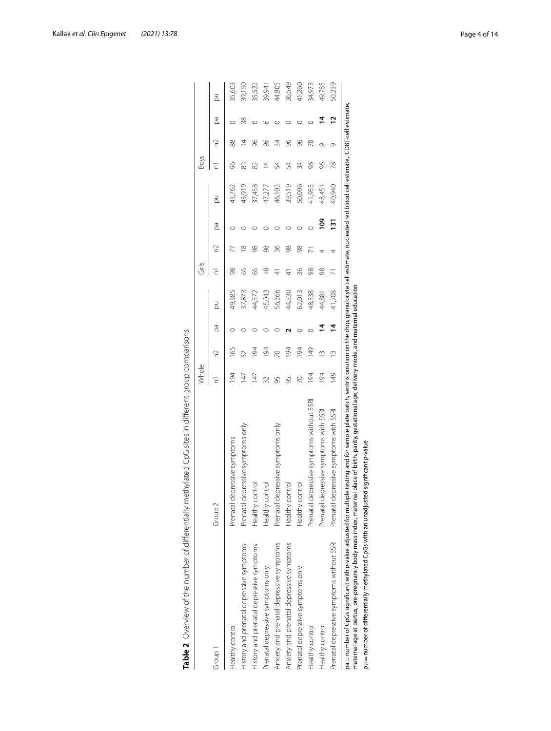**Table 2** Overview of the number of differentially methylated CpG sites in different group comparisons

| Group 1 | Group 2 | Whole | | | | Girls | | | | Boys | | | |
|---|---|---|---|---|---|---|---|---|---|---|---|---|---|
| | | n1 | n2 | pa | pu | n1 | n2 | pa | pu | n1 | n2 | pa | pu |
| Healthy control | Prenatal depressive symptoms | 194 | 165 | 0 | 49,385 | 98 | 77 | 0 | 43,762 | 96 | 88 | 0 | 35,603 |
| History and prenatal depressive symptoms | Prenatal depressive symptoms only | 147 | 32 | 0 | 37,873 | 65 | 18 | 0 | 43,919 | 82 | 14 | 38 | 39,150 |
| History and prenatal depressive symptoms | Healthy control | 147 | 194 | 0 | 44,372 | 65 | 98 | 0 | 37,458 | 82 | 96 | 0 | 35,522 |
| Prenatal depressive symptoms only | Healthy control | 32 | 194 | 0 | 45,043 | 18 | 98 | 0 | 47,277 | 14 | 96 | 6 | 39,941 |
| Anxiety and prenatal depressive symptoms | Prenatal depressive symptoms only | 95 | 70 | 0 | 56,366 | 41 | 36 | 0 | 46,103 | 54 | 34 | 0 | 44,805 |
| Anxiety and prenatal depressive symptoms | Healthy control | 95 | 194 | **2** | 44,230 | 41 | 98 | 0 | 39,519 | 54 | 96 | 0 | 36,549 |
| Prenatal depressive symptoms only | Healthy control | 70 | 194 | 0 | 62,013 | 36 | 98 | 0 | 50,096 | 34 | 96 | 0 | 41,260 |
| Healthy control | Prenatal depressive symptoms without SSRI | 194 | 149 | 0 | 48,338 | 98 | 71 | 0 | 41,955 | 96 | 78 | 0 | 34,973 |
| Healthy control | Prenatal depressive symptoms with SSRI | 194 | 13 | **14** | 44,881 | 98 | 4 | **109** | 48,451 | 96 | 9 | **14** | 49,785 |
| Prenatal depressive symptoms without SSRI | Prenatal depressive symptoms with SSRI | 149 | 13 | **14** | 41,708 | 71 | 4 | **131** | 40,940 | 78 | 9 | **12** | 50,239 |

pa = number of CpGs significant with *p*-value adjusted for multiple testing and for sample plate batch, sentrix position on the chip, granulocyte cell estimate, nucleated red blood cell estimate, CD8T-cell estimate, maternal age at partus, pre-pregnancy body mass index, maternal place of birth, parity, gestational age, delivery mode, and maternal education

pu = number of differentially methylated CpGs with an unadjusted significant *p*-value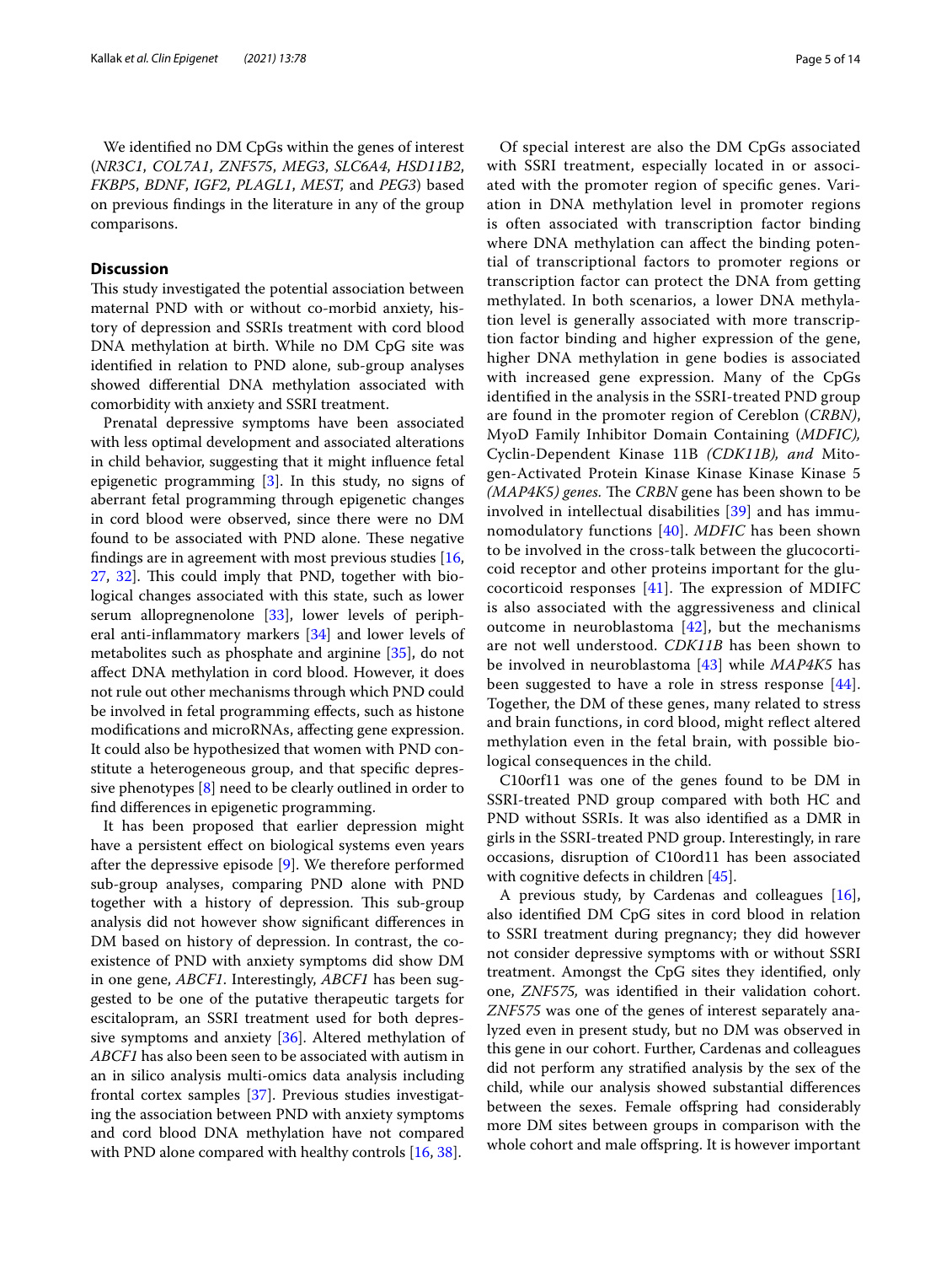We identified no DM CpGs within the genes of interest (*NR3C1*, *COL7A1*, *ZNF575*, *MEG3*, *SLC6A4*, *HSD11B2*, *FKBP5*, *BDNF*, *IGF2*, *PLAGL1*, *MEST,* and *PEG3*) based on previous findings in the literature in any of the group comparisons.

## Discussion

This study investigated the potential association between maternal PND with or without co-morbid anxiety, history of depression and SSRIs treatment with cord blood DNA methylation at birth. While no DM CpG site was identified in relation to PND alone, sub-group analyses showed differential DNA methylation associated with comorbidity with anxiety and SSRI treatment.

Prenatal depressive symptoms have been associated with less optimal development and associated alterations in child behavior, suggesting that it might influence fetal epigenetic programming [3]. In this study, no signs of aberrant fetal programming through epigenetic changes in cord blood were observed, since there were no DM found to be associated with PND alone. These negative findings are in agreement with most previous studies [16, 27, 32]. This could imply that PND, together with biological changes associated with this state, such as lower serum allopregnenolone [33], lower levels of peripheral anti-inflammatory markers [34] and lower levels of metabolites such as phosphate and arginine [35], do not affect DNA methylation in cord blood. However, it does not rule out other mechanisms through which PND could be involved in fetal programming effects, such as histone modifications and microRNAs, affecting gene expression. It could also be hypothesized that women with PND constitute a heterogeneous group, and that specific depressive phenotypes [8] need to be clearly outlined in order to find differences in epigenetic programming.

It has been proposed that earlier depression might have a persistent effect on biological systems even years after the depressive episode [9]. We therefore performed sub-group analyses, comparing PND alone with PND together with a history of depression. This sub-group analysis did not however show significant differences in DM based on history of depression. In contrast, the co-existence of PND with anxiety symptoms did show DM in one gene, *ABCF1*. Interestingly, *ABCF1* has been suggested to be one of the putative therapeutic targets for escitalopram, an SSRI treatment used for both depressive symptoms and anxiety [36]. Altered methylation of *ABCF1* has also been seen to be associated with autism in an in silico analysis multi-omics data analysis including frontal cortex samples [37]. Previous studies investigating the association between PND with anxiety symptoms and cord blood DNA methylation have not compared with PND alone compared with healthy controls [16, 38].

Of special interest are also the DM CpGs associated with SSRI treatment, especially located in or associated with the promoter region of specific genes. Variation in DNA methylation level in promoter regions is often associated with transcription factor binding where DNA methylation can affect the binding potential of transcriptional factors to promoter regions or transcription factor can protect the DNA from getting methylated. In both scenarios, a lower DNA methylation level is generally associated with more transcription factor binding and higher expression of the gene, higher DNA methylation in gene bodies is associated with increased gene expression. Many of the CpGs identified in the analysis in the SSRI-treated PND group are found in the promoter region of Cereblon (*CRBN)*, MyoD Family Inhibitor Domain Containing (*MDFIC),* Cyclin-Dependent Kinase 11B *(CDK11B), and* Mitogen-Activated Protein Kinase Kinase Kinase Kinase 5 *(MAP4K5) genes.* The *CRBN* gene has been shown to be involved in intellectual disabilities [39] and has immunomodulatory functions [40]. *MDFIC* has been shown to be involved in the cross-talk between the glucocorticoid receptor and other proteins important for the glucocorticoid responses [41]. The expression of MDIFC is also associated with the aggressiveness and clinical outcome in neuroblastoma [42], but the mechanisms are not well understood. *CDK11B* has been shown to be involved in neuroblastoma [43] while *MAP4K5* has been suggested to have a role in stress response [44]. Together, the DM of these genes, many related to stress and brain functions, in cord blood, might reflect altered methylation even in the fetal brain, with possible biological consequences in the child.

C10orf11 was one of the genes found to be DM in SSRI-treated PND group compared with both HC and PND without SSRIs. It was also identified as a DMR in girls in the SSRI-treated PND group. Interestingly, in rare occasions, disruption of C10ord11 has been associated with cognitive defects in children [45].

A previous study, by Cardenas and colleagues [16], also identified DM CpG sites in cord blood in relation to SSRI treatment during pregnancy; they did however not consider depressive symptoms with or without SSRI treatment. Amongst the CpG sites they identified, only one, *ZNF575,* was identified in their validation cohort. *ZNF575* was one of the genes of interest separately analyzed even in present study, but no DM was observed in this gene in our cohort. Further, Cardenas and colleagues did not perform any stratified analysis by the sex of the child, while our analysis showed substantial differences between the sexes. Female offspring had considerably more DM sites between groups in comparison with the whole cohort and male offspring. It is however important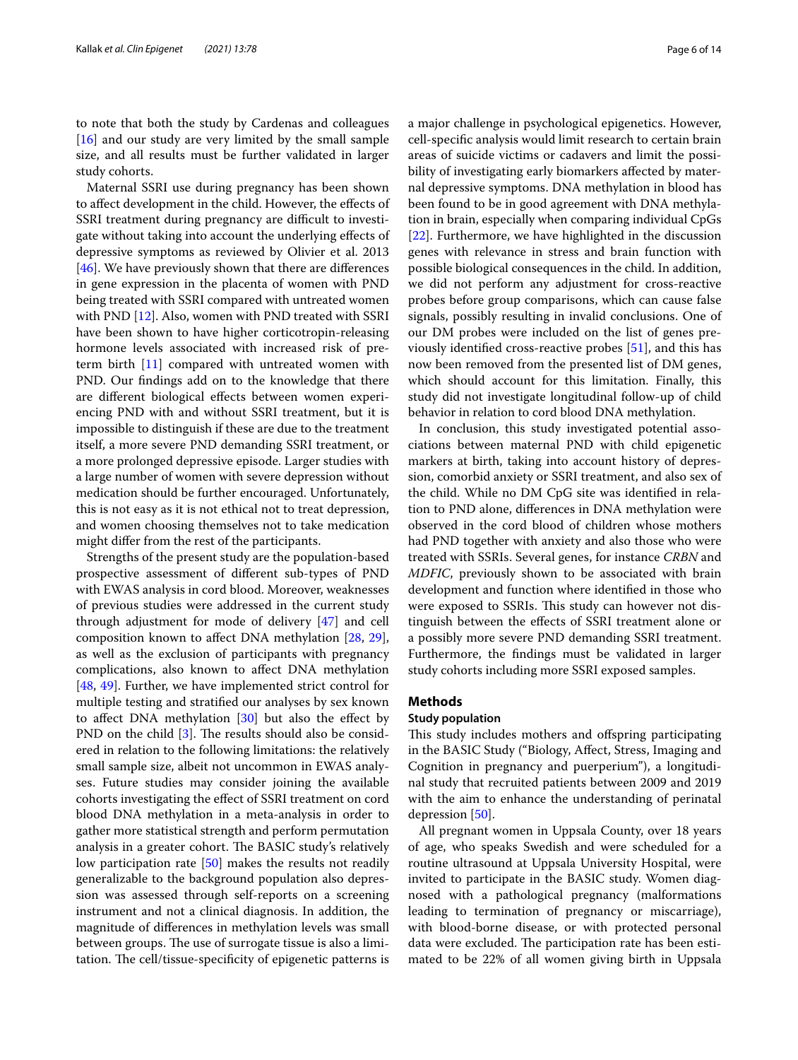to note that both the study by Cardenas and colleagues [16] and our study are very limited by the small sample size, and all results must be further validated in larger study cohorts.

Maternal SSRI use during pregnancy has been shown to affect development in the child. However, the effects of SSRI treatment during pregnancy are difficult to investigate without taking into account the underlying effects of depressive symptoms as reviewed by Olivier et al. 2013 [46]. We have previously shown that there are differences in gene expression in the placenta of women with PND being treated with SSRI compared with untreated women with PND [12]. Also, women with PND treated with SSRI have been shown to have higher corticotropin-releasing hormone levels associated with increased risk of preterm birth [11] compared with untreated women with PND. Our findings add on to the knowledge that there are different biological effects between women experiencing PND with and without SSRI treatment, but it is impossible to distinguish if these are due to the treatment itself, a more severe PND demanding SSRI treatment, or a more prolonged depressive episode. Larger studies with a large number of women with severe depression without medication should be further encouraged. Unfortunately, this is not easy as it is not ethical not to treat depression, and women choosing themselves not to take medication might differ from the rest of the participants.

Strengths of the present study are the population-based prospective assessment of different sub-types of PND with EWAS analysis in cord blood. Moreover, weaknesses of previous studies were addressed in the current study through adjustment for mode of delivery [47] and cell composition known to affect DNA methylation [28, 29], as well as the exclusion of participants with pregnancy complications, also known to affect DNA methylation [48, 49]. Further, we have implemented strict control for multiple testing and stratified our analyses by sex known to affect DNA methylation [30] but also the effect by PND on the child [3]. The results should also be considered in relation to the following limitations: the relatively small sample size, albeit not uncommon in EWAS analyses. Future studies may consider joining the available cohorts investigating the effect of SSRI treatment on cord blood DNA methylation in a meta-analysis in order to gather more statistical strength and perform permutation analysis in a greater cohort. The BASIC study's relatively low participation rate [50] makes the results not readily generalizable to the background population also depression was assessed through self-reports on a screening instrument and not a clinical diagnosis. In addition, the magnitude of differences in methylation levels was small between groups. The use of surrogate tissue is also a limitation. The cell/tissue-specificity of epigenetic patterns is a major challenge in psychological epigenetics. However, cell-specific analysis would limit research to certain brain areas of suicide victims or cadavers and limit the possibility of investigating early biomarkers affected by maternal depressive symptoms. DNA methylation in blood has been found to be in good agreement with DNA methylation in brain, especially when comparing individual CpGs [22]. Furthermore, we have highlighted in the discussion genes with relevance in stress and brain function with possible biological consequences in the child. In addition, we did not perform any adjustment for cross-reactive probes before group comparisons, which can cause false signals, possibly resulting in invalid conclusions. One of our DM probes were included on the list of genes previously identified cross-reactive probes [51], and this has now been removed from the presented list of DM genes, which should account for this limitation. Finally, this study did not investigate longitudinal follow-up of child behavior in relation to cord blood DNA methylation.

In conclusion, this study investigated potential associations between maternal PND with child epigenetic markers at birth, taking into account history of depression, comorbid anxiety or SSRI treatment, and also sex of the child. While no DM CpG site was identified in relation to PND alone, differences in DNA methylation were observed in the cord blood of children whose mothers had PND together with anxiety and also those who were treated with SSRIs. Several genes, for instance *CRBN* and *MDFIC*, previously shown to be associated with brain development and function where identified in those who were exposed to SSRIs. This study can however not distinguish between the effects of SSRI treatment alone or a possibly more severe PND demanding SSRI treatment. Furthermore, the findings must be validated in larger study cohorts including more SSRI exposed samples.

## Methods

### Study population

This study includes mothers and offspring participating in the BASIC Study ("Biology, Affect, Stress, Imaging and Cognition in pregnancy and puerperium"), a longitudinal study that recruited patients between 2009 and 2019 with the aim to enhance the understanding of perinatal depression [50].

All pregnant women in Uppsala County, over 18 years of age, who speaks Swedish and were scheduled for a routine ultrasound at Uppsala University Hospital, were invited to participate in the BASIC study. Women diagnosed with a pathological pregnancy (malformations leading to termination of pregnancy or miscarriage), with blood-borne disease, or with protected personal data were excluded. The participation rate has been estimated to be 22% of all women giving birth in Uppsala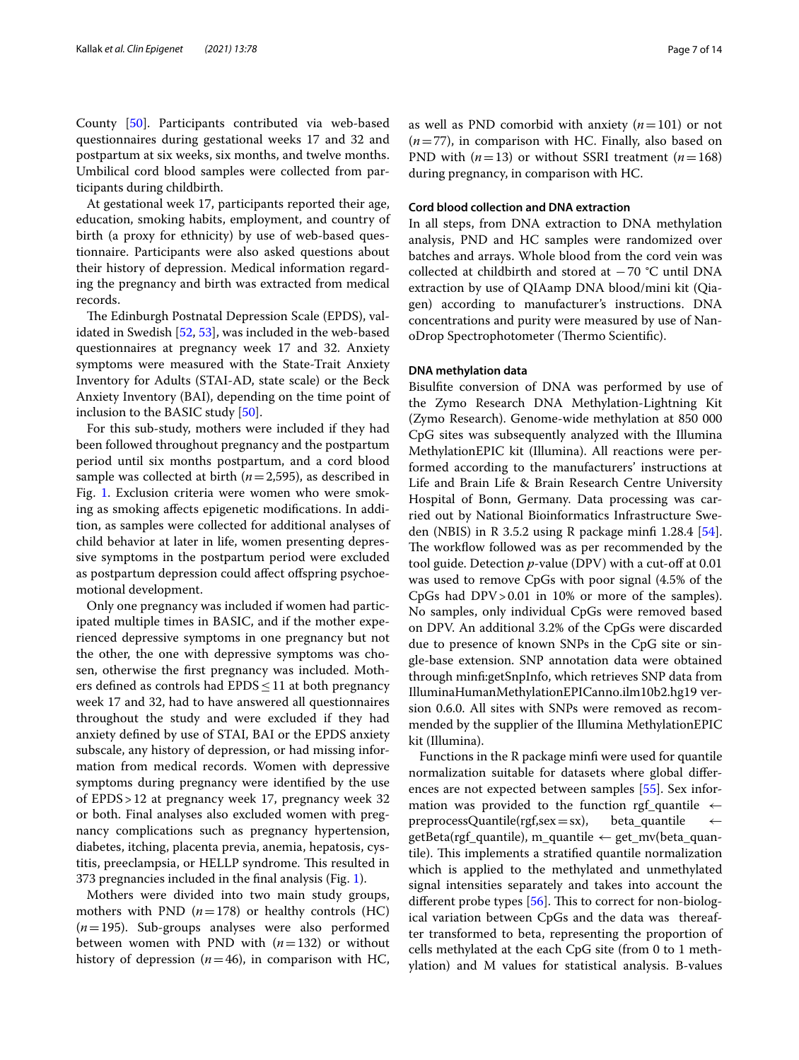County [50]. Participants contributed via web-based questionnaires during gestational weeks 17 and 32 and postpartum at six weeks, six months, and twelve months. Umbilical cord blood samples were collected from participants during childbirth.

At gestational week 17, participants reported their age, education, smoking habits, employment, and country of birth (a proxy for ethnicity) by use of web-based questionnaire. Participants were also asked questions about their history of depression. Medical information regarding the pregnancy and birth was extracted from medical records.

The Edinburgh Postnatal Depression Scale (EPDS), validated in Swedish [52, 53], was included in the web-based questionnaires at pregnancy week 17 and 32. Anxiety symptoms were measured with the State-Trait Anxiety Inventory for Adults (STAI-AD, state scale) or the Beck Anxiety Inventory (BAI), depending on the time point of inclusion to the BASIC study [50].

For this sub-study, mothers were included if they had been followed throughout pregnancy and the postpartum period until six months postpartum, and a cord blood sample was collected at birth ($n = 2{,}595$), as described in Fig. 1. Exclusion criteria were women who were smoking as smoking affects epigenetic modifications. In addition, as samples were collected for additional analyses of child behavior at later in life, women presenting depressive symptoms in the postpartum period were excluded as postpartum depression could affect offspring psychoemotional development.

Only one pregnancy was included if women had participated multiple times in BASIC, and if the mother experienced depressive symptoms in one pregnancy but not the other, the one with depressive symptoms was chosen, otherwise the first pregnancy was included. Mothers defined as controls had EPDS $\leq 11$ at both pregnancy week 17 and 32, had to have answered all questionnaires throughout the study and were excluded if they had anxiety defined by use of STAI, BAI or the EPDS anxiety subscale, any history of depression, or had missing information from medical records. Women with depressive symptoms during pregnancy were identified by the use of EPDS $> 12$ at pregnancy week 17, pregnancy week 32 or both. Final analyses also excluded women with pregnancy complications such as pregnancy hypertension, diabetes, itching, placenta previa, anemia, hepatosis, cystitis, preeclampsia, or HELLP syndrome. This resulted in 373 pregnancies included in the final analysis (Fig. 1).

Mothers were divided into two main study groups, mothers with PND ($n = 178$) or healthy controls (HC) ($n = 195$). Sub-groups analyses were also performed between women with PND with ($n = 132$) or without history of depression ($n = 46$), in comparison with HC, as well as PND comorbid with anxiety ($n = 101$) or not ($n = 77$), in comparison with HC. Finally, also based on PND with ($n = 13$) or without SSRI treatment ($n = 168$) during pregnancy, in comparison with HC.

### Cord blood collection and DNA extraction

In all steps, from DNA extraction to DNA methylation analysis, PND and HC samples were randomized over batches and arrays. Whole blood from the cord vein was collected at childbirth and stored at −70 °C until DNA extraction by use of QIAamp DNA blood/mini kit (Qiagen) according to manufacturer's instructions. DNA concentrations and purity were measured by use of NanoDrop Spectrophotometer (Thermo Scientific).

### DNA methylation data

Bisulfite conversion of DNA was performed by use of the Zymo Research DNA Methylation-Lightning Kit (Zymo Research). Genome-wide methylation at 850 000 CpG sites was subsequently analyzed with the Illumina MethylationEPIC kit (Illumina). All reactions were performed according to the manufacturers' instructions at Life and Brain Life & Brain Research Centre University Hospital of Bonn, Germany. Data processing was carried out by National Bioinformatics Infrastructure Sweden (NBIS) in R 3.5.2 using R package minfi 1.28.4 [54]. The workflow followed was as per recommended by the tool guide. Detection *p*-value (DPV) with a cut-off at 0.01 was used to remove CpGs with poor signal (4.5% of the CpGs had DPV > 0.01 in 10% or more of the samples). No samples, only individual CpGs were removed based on DPV. An additional 3.2% of the CpGs were discarded due to presence of known SNPs in the CpG site or single-base extension. SNP annotation data were obtained through minfi:getSnpInfo, which retrieves SNP data from IlluminaHumanMethylationEPICanno.ilm10b2.hg19 version 0.6.0. All sites with SNPs were removed as recommended by the supplier of the Illumina MethylationEPIC kit (Illumina).

Functions in the R package minfi were used for quantile normalization suitable for datasets where global differences are not expected between samples [55]. Sex information was provided to the function rgf_quantile ← preprocessQuantile(rgf,sex = sx), beta_quantile ← getBeta(rgf_quantile), m_quantile ← get_mv(beta_quantile). This implements a stratified quantile normalization which is applied to the methylated and unmethylated signal intensities separately and takes into account the different probe types [56]. This to correct for non-biological variation between CpGs and the data was thereafter transformed to beta, representing the proportion of cells methylated at the each CpG site (from 0 to 1 methylation) and M values for statistical analysis. B-values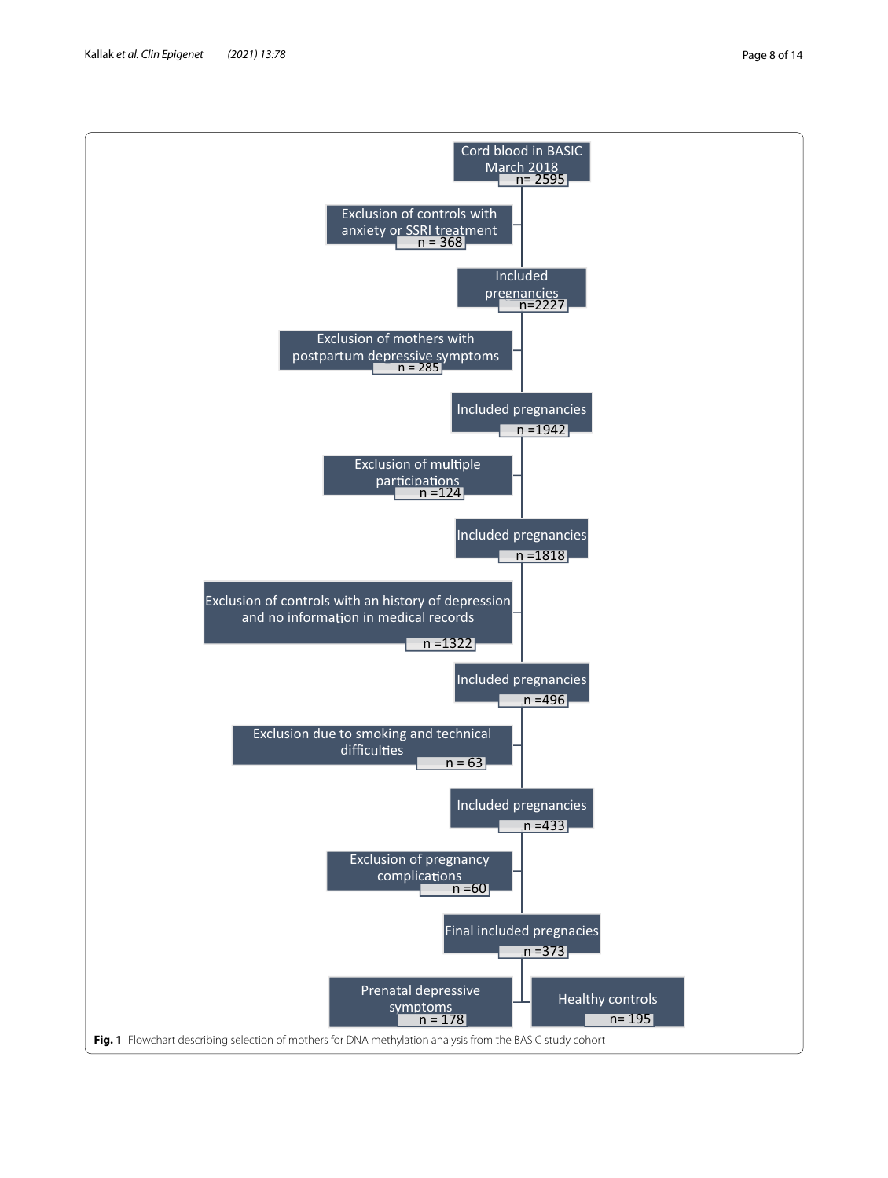Cord blood in BASIC March 2018
n= 2595

Exclusion of controls with anxiety or SSRI treatment
n = 368

Included pregnancies
n=2227

Exclusion of mothers with postpartum depressive symptoms
n = 285

Included pregnancies
n =1942

Exclusion of multiple participations
n =124

Included pregnancies
n =1818

Exclusion of controls with an history of depression and no information in medical records
n =1322

Included pregnancies
n =496

Exclusion due to smoking and technical difficulties
n = 63

Included pregnancies
n =433

Exclusion of pregnancy complications
n =60

Final included pregnacies
n =373

Prenatal depressive symptoms
n = 178

Healthy controls
n= 195

**Fig. 1** Flowchart describing selection of mothers for DNA methylation analysis from the BASIC study cohort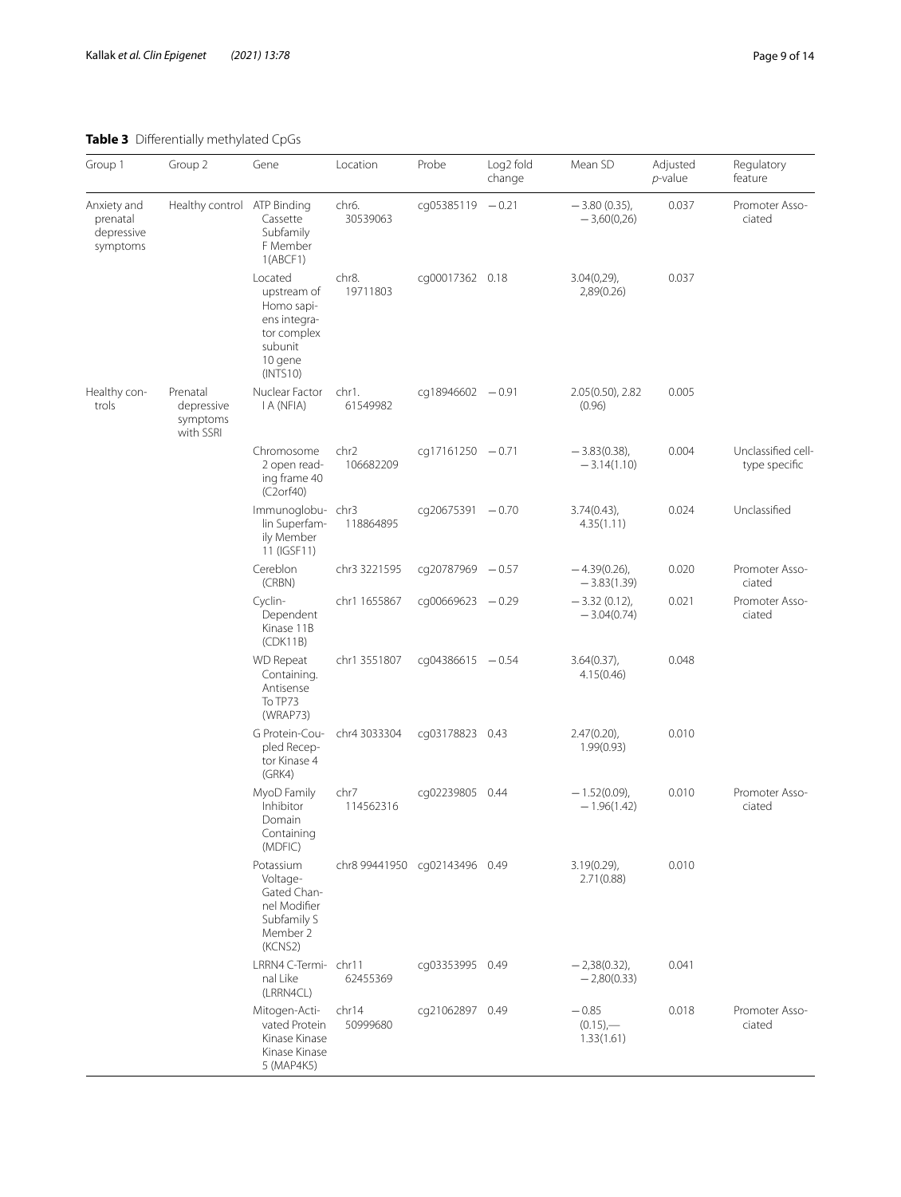**Table 3** Differentially methylated CpGs

| Group 1 | Group 2 | Gene | Location | Probe | Log2 fold change | Mean SD | Adjusted *p*-value | Regulatory feature |
|---|---|---|---|---|---|---|---|---|
| Anxiety and prenatal depressive symptoms | Healthy control | ATP Binding Cassette Subfamily F Member 1(ABCF1) | chr6. 30539063 | cg05385119 | −0.21 | −3.80 (0.35), −3,60(0,26) | 0.037 | Promoter Associated |
| | | Located upstream of Homo sapiens integrator complex subunit 10 gene (INTS10) | chr8. 19711803 | cg00017362 | 0.18 | 3.04(0,29), 2,89(0.26) | 0.037 | |
| Healthy controls | Prenatal depressive symptoms with SSRI | Nuclear Factor I A (NFIA) | chr1. 61549982 | cg18946602 | −0.91 | 2.05(0.50), 2.82 (0.96) | 0.005 | |
| | | Chromosome 2 open reading frame 40 (C2orf40) | chr2 106682209 | cg17161250 | −0.71 | −3.83(0.38), −3.14(1.10) | 0.004 | Unclassified cell-type specific |
| | | Immunoglobulin Superfamily Member 11 (IGSF11) | chr3 118864895 | cg20675391 | −0.70 | 3.74(0.43), 4.35(1.11) | 0.024 | Unclassified |
| | | Cereblon (CRBN) | chr3 3221595 | cg20787969 | −0.57 | −4.39(0.26), −3.83(1.39) | 0.020 | Promoter Associated |
| | | Cyclin-Dependent Kinase 11B (CDK11B) | chr1 1655867 | cg00669623 | −0.29 | −3.32 (0.12), −3.04(0.74) | 0.021 | Promoter Associated |
| | | WD Repeat Containing. Antisense To TP73 (WRAP73) | chr1 3551807 | cg04386615 | −0.54 | 3.64(0.37), 4.15(0.46) | 0.048 | |
| | | G Protein-Coupled Receptor Kinase 4 (GRK4) | chr4 3033304 | cg03178823 | 0.43 | 2.47(0.20), 1.99(0.93) | 0.010 | |
| | | MyoD Family Inhibitor Domain Containing (MDFIC) | chr7 114562316 | cg02239805 | 0.44 | −1.52(0.09), −1.96(1.42) | 0.010 | Promoter Associated |
| | | Potassium Voltage-Gated Channel Modifier Subfamily S Member 2 (KCNS2) | chr8 99441950 | cg02143496 | 0.49 | 3.19(0.29), 2.71(0.88) | 0.010 | |
| | | LRRN4 C-Terminal Like (LRRN4CL) | chr11 62455369 | cg03353995 | 0.49 | −2,38(0.32), −2,80(0.33) | 0.041 | |
| | | Mitogen-Activated Protein Kinase Kinase Kinase Kinase 5 (MAP4K5) | chr14 50999680 | cg21062897 | 0.49 | −0.85 (0.15),— 1.33(1.61) | 0.018 | Promoter Associated |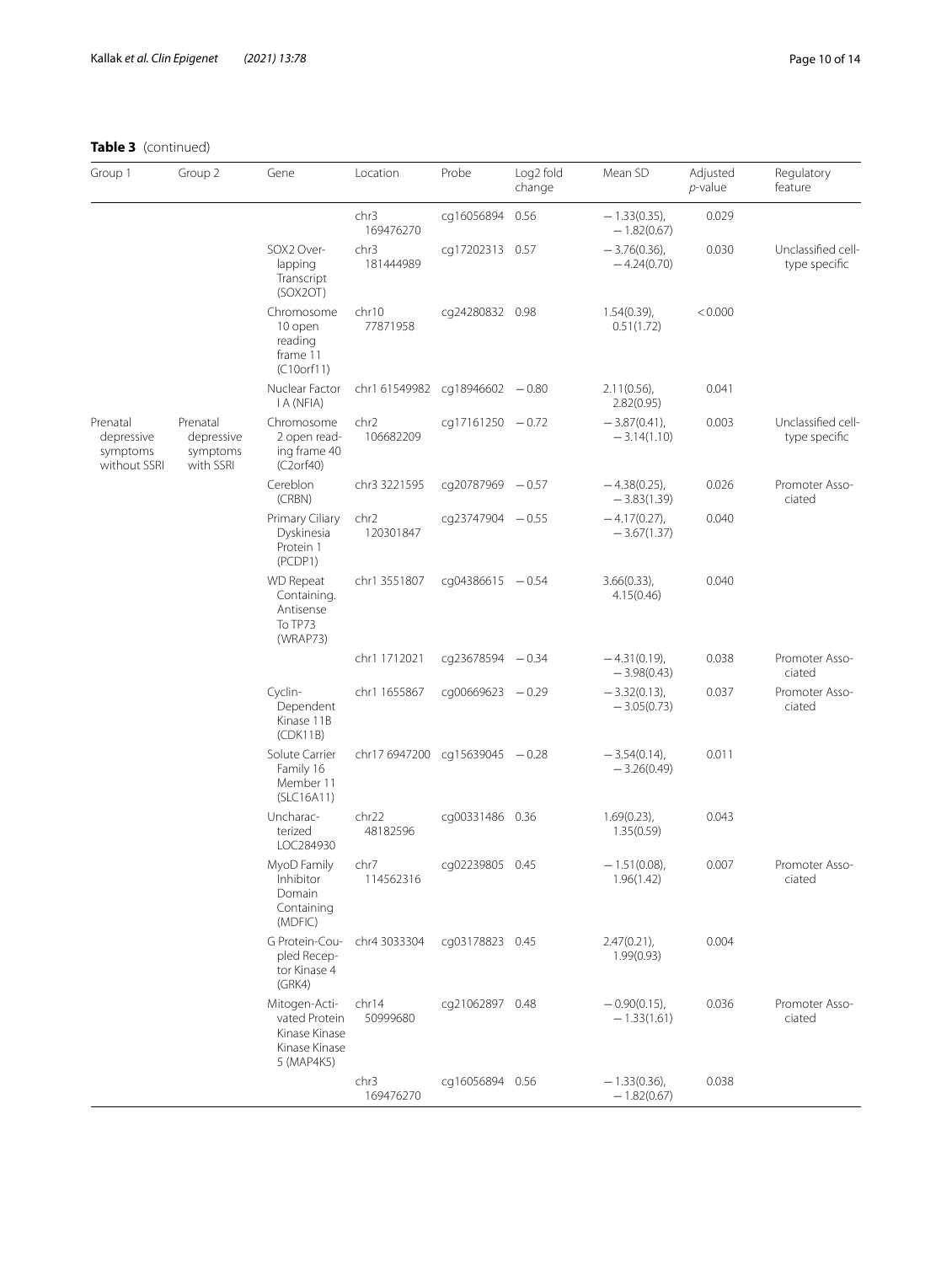**Table 3** (continued)

| Group 1 | Group 2 | Gene | Location | Probe | Log2 fold change | Mean SD | Adjusted *p*-value | Regulatory feature |
|---|---|---|---|---|---|---|---|---|
| | | | chr3 169476270 | cg16056894 | 0.56 | − 1.33(0.35), − 1.82(0.67) | 0.029 | |
| | | SOX2 Overlapping Transcript (SOX2OT) | chr3 181444989 | cg17202313 | 0.57 | − 3.76(0.36), − 4.24(0.70) | 0.030 | Unclassified cell-type specific |
| | | Chromosome 10 open reading frame 11 (C10orf11) | chr10 77871958 | cg24280832 | 0.98 | 1.54(0.39), 0.51(1.72) | < 0.000 | |
| | | Nuclear Factor I A (NFIA) | chr1 61549982 | cg18946602 | − 0.80 | 2.11(0.56), 2.82(0.95) | 0.041 | |
| Prenatal depressive symptoms without SSRI | Prenatal depressive symptoms with SSRI | Chromosome 2 open reading frame 40 (C2orf40) | chr2 106682209 | cg17161250 | − 0.72 | − 3.87(0.41), − 3.14(1.10) | 0.003 | Unclassified cell-type specific |
| | | Cereblon (CRBN) | chr3 3221595 | cg20787969 | − 0.57 | − 4.38(0.25), − 3.83(1.39) | 0.026 | Promoter Associated |
| | | Primary Ciliary Dyskinesia Protein 1 (PCDP1) | chr2 120301847 | cg23747904 | − 0.55 | − 4.17(0.27), − 3.67(1.37) | 0.040 | |
| | | WD Repeat Containing. Antisense To TP73 (WRAP73) | chr1 3551807 | cg04386615 | − 0.54 | 3.66(0.33), 4.15(0.46) | 0.040 | |
| | | | chr1 1712021 | cg23678594 | − 0.34 | − 4.31(0.19), − 3.98(0.43) | 0.038 | Promoter Associated |
| | | Cyclin-Dependent Kinase 11B (CDK11B) | chr1 1655867 | cg00669623 | − 0.29 | − 3.32(0.13), − 3.05(0.73) | 0.037 | Promoter Associated |
| | | Solute Carrier Family 16 Member 11 (SLC16A11) | chr17 6947200 | cg15639045 | − 0.28 | − 3.54(0.14), − 3.26(0.49) | 0.011 | |
| | | Uncharacterized LOC284930 | chr22 48182596 | cg00331486 | 0.36 | 1.69(0.23), 1.35(0.59) | 0.043 | |
| | | MyoD Family Inhibitor Domain Containing (MDFIC) | chr7 114562316 | cg02239805 | 0.45 | − 1.51(0.08), 1.96(1.42) | 0.007 | Promoter Associated |
| | | G Protein-Coupled Receptor Kinase 4 (GRK4) | chr4 3033304 | cg03178823 | 0.45 | 2.47(0.21), 1.99(0.93) | 0.004 | |
| | | Mitogen-Activated Protein Kinase Kinase Kinase Kinase 5 (MAP4K5) | chr14 50999680 | cg21062897 | 0.48 | − 0.90(0.15), − 1.33(1.61) | 0.036 | Promoter Associated |
| | | | chr3 169476270 | cg16056894 | 0.56 | − 1.33(0.36), − 1.82(0.67) | 0.038 | |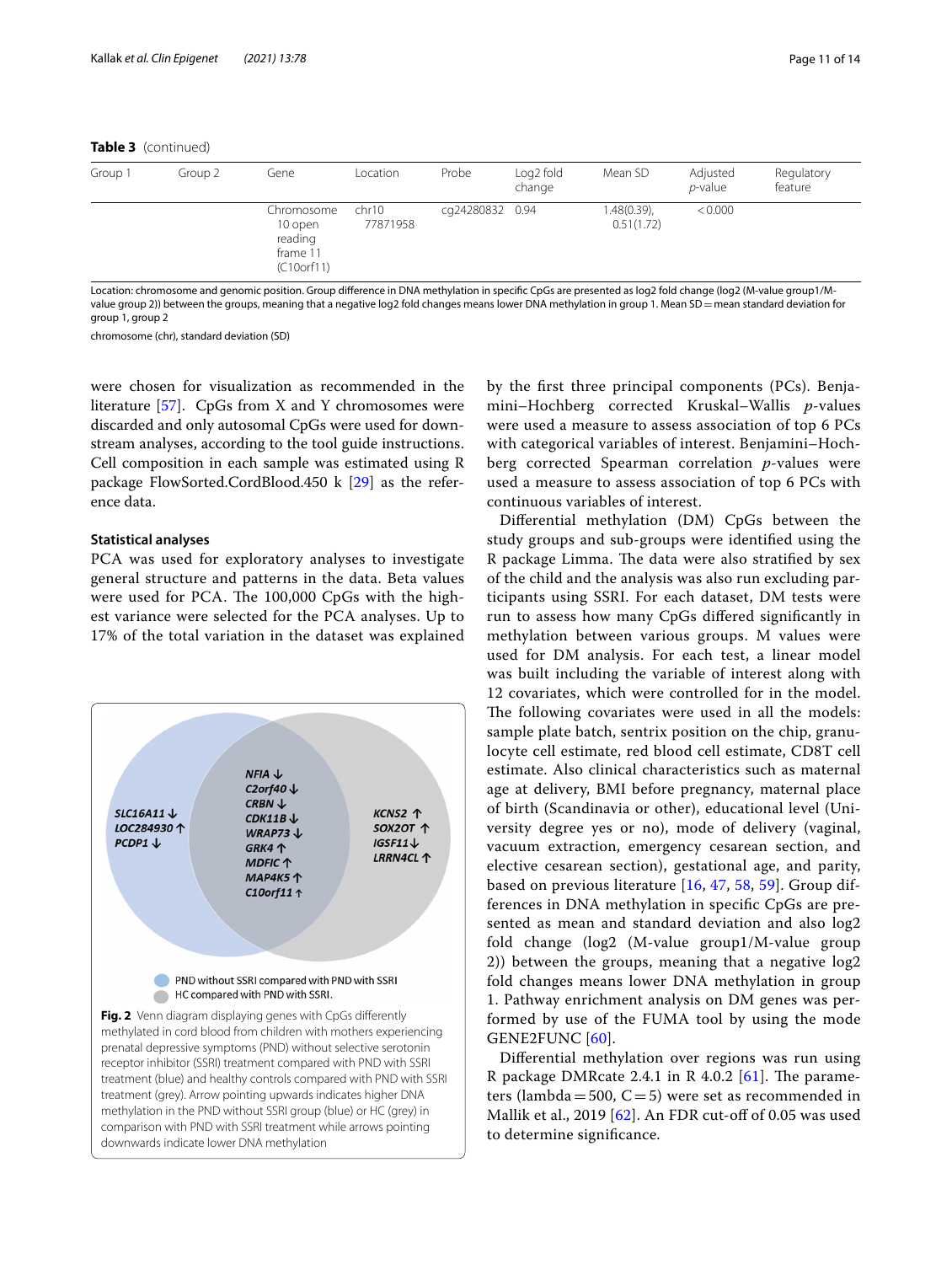**Table 3** (continued)

| Group 1 | Group 2 | Gene | Location | Probe | Log2 fold change | Mean SD | Adjusted *p*-value | Regulatory feature |
|---|---|---|---|---|---|---|---|---|
| | | Chromosome 10 open reading frame 11 (C10orf11) | chr10 77871958 | cg24280832 | 0.94 | 1.48(0.39), 0.51(1.72) | < 0.000 | |

Location: chromosome and genomic position. Group difference in DNA methylation in specific CpGs are presented as log2 fold change (log2 (M-value group1/M-value group 2)) between the groups, meaning that a negative log2 fold changes means lower DNA methylation in group 1. Mean SD = mean standard deviation for group 1, group 2

chromosome (chr), standard deviation (SD)

were chosen for visualization as recommended in the literature [57]. CpGs from X and Y chromosomes were discarded and only autosomal CpGs were used for downstream analyses, according to the tool guide instructions. Cell composition in each sample was estimated using R package FlowSorted.CordBlood.450 k [29] as the reference data.

### Statistical analyses

PCA was used for exploratory analyses to investigate general structure and patterns in the data. Beta values were used for PCA. The 100,000 CpGs with the highest variance were selected for the PCA analyses. Up to 17% of the total variation in the dataset was explained by the first three principal components (PCs). Benjamini–Hochberg corrected Kruskal–Wallis *p*-values were used a measure to assess association of top 6 PCs with categorical variables of interest. Benjamini–Hochberg corrected Spearman correlation *p*-values were used a measure to assess association of top 6 PCs with continuous variables of interest.

Differential methylation (DM) CpGs between the study groups and sub-groups were identified using the R package Limma. The data were also stratified by sex of the child and the analysis was also run excluding participants using SSRI. For each dataset, DM tests were run to assess how many CpGs differed significantly in methylation between various groups. M values were used for DM analysis. For each test, a linear model was built including the variable of interest along with 12 covariates, which were controlled for in the models. The following covariates were used in all the models: sample plate batch, sentrix position on the chip, granulocyte cell estimate, red blood cell estimate, CD8T cell estimate. Also clinical characteristics such as maternal age at delivery, BMI before pregnancy, maternal place of birth (Scandinavia or other), educational level (University degree yes or no), mode of delivery (vaginal, vacuum extraction, emergency cesarean section, and elective cesarean section), gestational age, and parity, based on previous literature [16, 47, 58, 59]. Group differences in DNA methylation in specific CpGs are presented as mean and standard deviation and also log2 fold change (log2 (M-value group1/M-value group 2)) between the groups, meaning that a negative log2 fold changes means lower DNA methylation in group 1. Pathway enrichment analysis on DM genes was performed by use of the FUMA tool by using the mode GENE2FUNC [60].

Differential methylation over regions was run using R package DMRcate 2.4.1 in R 4.0.2 [61]. The parameters (lambda = 500, C = 5) were set as recommended in Mallik et al., 2019 [62]. An FDR cut-off of 0.05 was used to determine significance.

*SLC16A11* ↓
*LOC284930* ↑
*PCDP1* ↓

*NFIA* ↓
*C2orf40* ↓
*CRBN* ↓
*CDK11B* ↓
*WRAP73* ↓
*GRK4* ↑
*MDFIC* ↑
*MAP4K5* ↑
*C10orf11* ↑

*KCNS2* ↑
*SOX2OT* ↑
*IGSF11* ↓
*LRRN4CL* ↑

PND without SSRI compared with PND with SSRI
HC compared with PND with SSRI.

**Fig. 2** Venn diagram displaying genes with CpGs differently methylated in cord blood from children with mothers experiencing prenatal depressive symptoms (PND) without selective serotonin receptor inhibitor (SSRI) treatment compared with PND with SSRI treatment (blue) and healthy controls compared with PND with SSRI treatment (grey). Arrow pointing upwards indicates higher DNA methylation in the PND without SSRI group (blue) or HC (grey) in comparison with PND with SSRI treatment while arrows pointing downwards indicate lower DNA methylation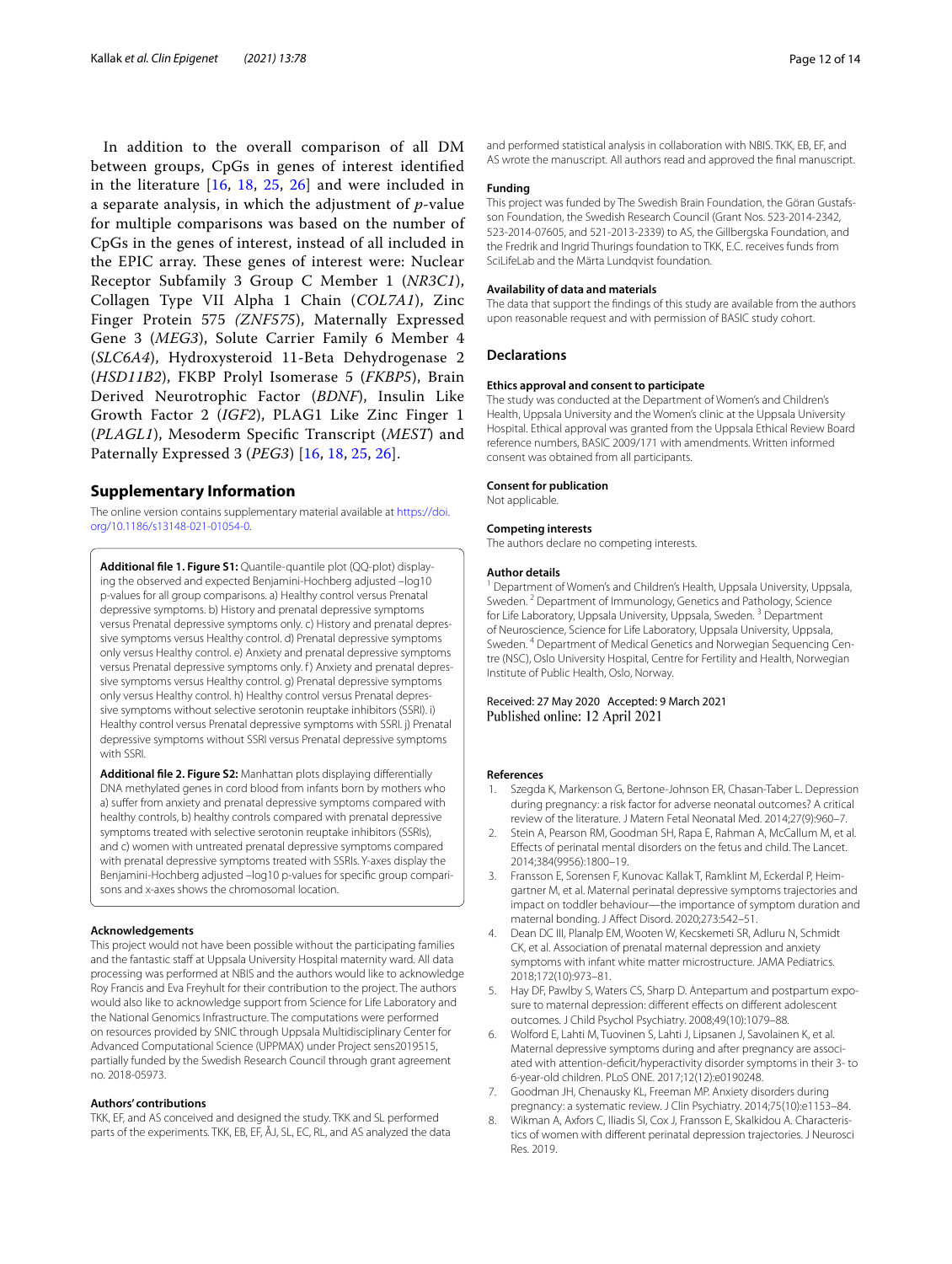In addition to the overall comparison of all DM between groups, CpGs in genes of interest identified in the literature [16, 18, 25, 26] and were included in a separate analysis, in which the adjustment of *p*-value for multiple comparisons was based on the number of CpGs in the genes of interest, instead of all included in the EPIC array. These genes of interest were: Nuclear Receptor Subfamily 3 Group C Member 1 (*NR3C1*), Collagen Type VII Alpha 1 Chain (*COL7A1*), Zinc Finger Protein 575 (*ZNF575*), Maternally Expressed Gene 3 (*MEG3*), Solute Carrier Family 6 Member 4 (*SLC6A4*), Hydroxysteroid 11-Beta Dehydrogenase 2 (*HSD11B2*), FKBP Prolyl Isomerase 5 (*FKBP5*), Brain Derived Neurotrophic Factor (*BDNF*), Insulin Like Growth Factor 2 (*IGF2*), PLAG1 Like Zinc Finger 1 (*PLAGL1*), Mesoderm Specific Transcript (*MEST*) and Paternally Expressed 3 (*PEG3*) [16, 18, 25, 26].

## Supplementary Information

The online version contains supplementary material available at https://doi.org/10.1186/s13148-021-01054-0.

**Additional file 1. Figure S1:** Quantile-quantile plot (QQ-plot) displaying the observed and expected Benjamini-Hochberg adjusted –log10 p-values for all group comparisons. a) Healthy control versus Prenatal depressive symptoms. b) History and prenatal depressive symptoms versus Prenatal depressive symptoms only. c) History and prenatal depressive symptoms versus Healthy control. d) Prenatal depressive symptoms only versus Healthy control. e) Anxiety and prenatal depressive symptoms versus Prenatal depressive symptoms only. f) Anxiety and prenatal depressive symptoms versus Healthy control. g) Prenatal depressive symptoms only versus Healthy control. h) Healthy control versus Prenatal depressive symptoms without selective serotonin reuptake inhibitors (SSRI). i) Healthy control versus Prenatal depressive symptoms with SSRI. j) Prenatal depressive symptoms without SSRI versus Prenatal depressive symptoms with SSRI.

**Additional file 2. Figure S2:** Manhattan plots displaying differentially DNA methylated genes in cord blood from infants born by mothers who a) suffer from anxiety and prenatal depressive symptoms compared with healthy controls, b) healthy controls compared with prenatal depressive symptoms treated with selective serotonin reuptake inhibitors (SSRIs), and c) women with untreated prenatal depressive symptoms compared with prenatal depressive symptoms treated with SSRIs. Y-axes display the Benjamini-Hochberg adjusted –log10 p-values for specific group comparisons and x-axes shows the chromosomal location.

### Acknowledgements

This project would not have been possible without the participating families and the fantastic staff at Uppsala University Hospital maternity ward. All data processing was performed at NBIS and the authors would like to acknowledge Roy Francis and Eva Freyhult for their contribution to the project. The authors would also like to acknowledge support from Science for Life Laboratory and the National Genomics Infrastructure. The computations were performed on resources provided by SNIC through Uppsala Multidisciplinary Center for Advanced Computational Science (UPPMAX) under Project sens2019515, partially funded by the Swedish Research Council through grant agreement no. 2018-05973.

### Authors' contributions

TKK, EF, and AS conceived and designed the study. TKK and SL performed parts of the experiments. TKK, EB, EF, ÅJ, SL, EC, RL, and AS analyzed the data and performed statistical analysis in collaboration with NBIS. TKK, EB, EF, and AS wrote the manuscript. All authors read and approved the final manuscript.

### Funding

This project was funded by The Swedish Brain Foundation, the Göran Gustafsson Foundation, the Swedish Research Council (Grant Nos. 523-2014-2342, 523-2014-07605, and 521-2013-2339) to AS, the Gillbergska Foundation, and the Fredrik and Ingrid Thurings foundation to TKK, E.C. receives funds from SciLifeLab and the Märta Lundqvist foundation.

### Availability of data and materials

The data that support the findings of this study are available from the authors upon reasonable request and with permission of BASIC study cohort.

## Declarations

### Ethics approval and consent to participate

The study was conducted at the Department of Women's and Children's Health, Uppsala University and the Women's clinic at the Uppsala University Hospital. Ethical approval was granted from the Uppsala Ethical Review Board reference numbers, BASIC 2009/171 with amendments. Written informed consent was obtained from all participants.

### Consent for publication

Not applicable.

### Competing interests

The authors declare no competing interests.

### Author details

[1] Department of Women's and Children's Health, Uppsala University, Uppsala, Sweden. [2] Department of Immunology, Genetics and Pathology, Science for Life Laboratory, Uppsala University, Uppsala, Sweden. [3] Department of Neuroscience, Science for Life Laboratory, Uppsala University, Uppsala, Sweden. [4] Department of Medical Genetics and Norwegian Sequencing Centre (NSC), Oslo University Hospital, Centre for Fertility and Health, Norwegian Institute of Public Health, Oslo, Norway.

Received: 27 May 2020 Accepted: 9 March 2021
Published online: 12 April 2021

## References

1. Szegda K, Markenson G, Bertone-Johnson ER, Chasan-Taber L. Depression during pregnancy: a risk factor for adverse neonatal outcomes? A critical review of the literature. J Matern Fetal Neonatal Med. 2014;27(9):960–7.
2. Stein A, Pearson RM, Goodman SH, Rapa E, Rahman A, McCallum M, et al. Effects of perinatal mental disorders on the fetus and child. The Lancet. 2014;384(9956):1800–19.
3. Fransson E, Sorensen F, Kunovac Kallak T, Ramklint M, Eckerdal P, Heimgartner M, et al. Maternal perinatal depressive symptoms trajectories and impact on toddler behaviour—the importance of symptom duration and maternal bonding. J Affect Disord. 2020;273:542–51.
4. Dean DC III, Planalp EM, Wooten W, Kecskemeti SR, Adluru N, Schmidt CK, et al. Association of prenatal maternal depression and anxiety symptoms with infant white matter microstructure. JAMA Pediatrics. 2018;172(10):973–81.
5. Hay DF, Pawlby S, Waters CS, Sharp D. Antepartum and postpartum exposure to maternal depression: different effects on different adolescent outcomes. J Child Psychol Psychiatry. 2008;49(10):1079–88.
6. Wolford E, Lahti M, Tuovinen S, Lahti J, Lipsanen J, Savolainen K, et al. Maternal depressive symptoms during and after pregnancy are associated with attention-deficit/hyperactivity disorder symptoms in their 3- to 6-year-old children. PLoS ONE. 2017;12(12):e0190248.
7. Goodman JH, Chenausky KL, Freeman MP. Anxiety disorders during pregnancy: a systematic review. J Clin Psychiatry. 2014;75(10):e1153–84.
8. Wikman A, Axfors C, Iliadis SI, Cox J, Fransson E, Skalkidou A. Characteristics of women with different perinatal depression trajectories. J Neurosci Res. 2019.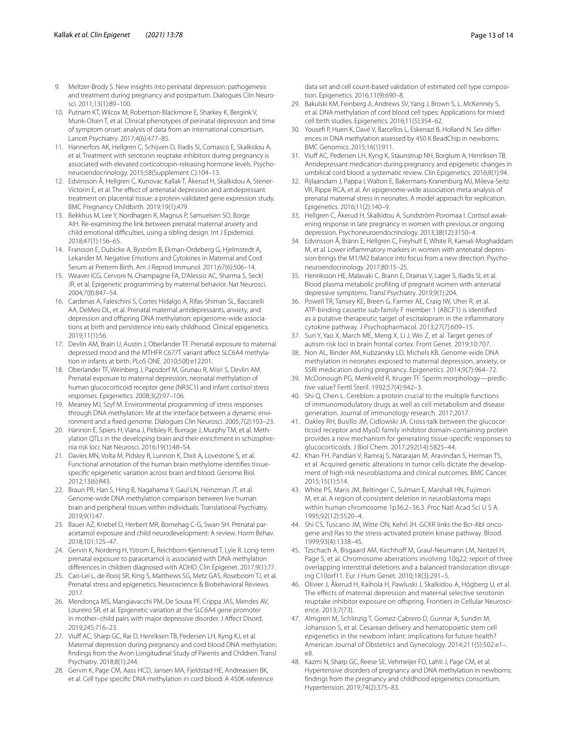9. Meltzer-Brody S. New insights into perinatal depression: pathogenesis and treatment during pregnancy and postpartum. Dialogues Clin Neurosci. 2011;13(1):89–100.
10. Putnam KT, Wilcox M, Robertson-Blackmore E, Sharkey K, Bergink V, Munk-Olsen T, et al. Clinical phenotypes of perinatal depression and time of symptom onset: analysis of data from an international consortium. Lancet Psychiatry. 2017;4(6):477–85.
11. Hannerfors AK, Hellgren C, Schijven D, Iliadis SI, Comasco E, Skalkidou A, et al. Treatment with serotonin reuptake inhibitors during pregnancy is associated with elevated corticotropin-releasing hormone levels. Psychoneuroendocrinology. 2015;58(Supplement C):104–13.
12. Edvinsson Å, Hellgren C, Kunovac Kallak T, Åkerud H, Skalkidou A, Stener-Victorin E, et al. The effect of antenatal depression and antidepressant treatment on placental tissue: a protein-validated gene expression study. BMC Pregnancy Childbirth. 2019;19(1):479.
13. Bekkhus M, Lee Y, Nordhagen R, Magnus P, Samuelsen SO, Borge AIH. Re-examining the link between prenatal maternal anxiety and child emotional difficulties, using a sibling design. Int J Epidemiol. 2018;47(1):156–65.
14. Fransson E, Dubicke A, Byström B, Ekman-Ordeberg G, Hjelmstedt A, Lekander M. Negative Emotions and Cytokines in Maternal and Cord Serum at Preterm Birth. Am J Reprod Immunol. 2011;67(6):506–14.
15. Weaver ICG, Cervoni N, Champagne FA, D'Alessio AC, Sharma S, Seckl JR, et al. Epigenetic programming by maternal behavior. Nat Neurosci. 2004;7(8):847–54.
16. Cardenas A, Faleschini S, Cortes Hidalgo A, Rifas-Shiman SL, Baccarelli AA, DeMeo DL, et al. Prenatal maternal antidepressants, anxiety, and depression and offspring DNA methylation: epigenome-wide associations at birth and persistence into early childhood. Clinical epigenetics. 2019;11(1):56.
17. Devlin AM, Brain U, Austin J, Oberlander TF. Prenatal exposure to maternal depressed mood and the MTHFR C677T variant affect SLC6A4 methylation in infants at birth. PLoS ONE. 2010;5(8):e12201.
18. Oberlander TF, Weinberg J, Papsdorf M, Grunau R, Misri S, Devlin AM. Prenatal exposure to maternal depression, neonatal methylation of human glucocorticoid receptor gene (NR3C1) and infant cortisol stress responses. Epigenetics. 2008;3(2):97–106.
19. Meaney MJ, Szyf M. Environmental programming of stress responses through DNA methylation: life at the interface between a dynamic environment and a fixed genome. Dialogues Clin Neurosci. 2005;7(2):103–23.
20. Hannon E, Spiers H, Viana J, Pidsley R, Burrage J, Murphy TM, et al. Methylation QTLs in the developing brain and their enrichment in schizophrenia risk loci. Nat Neurosci. 2016;19(1):48–54.
21. Davies MN, Volta M, Pidsley R, Lunnon K, Dixit A, Lovestone S, et al. Functional annotation of the human brain methylome identifies tissue-specific epigenetic variation across brain and blood. Genome Biol. 2012;13(6):R43.
22. Braun PR, Han S, Hing B, Nagahama Y, Gaul LN, Heinzman JT, et al. Genome-wide DNA methylation comparison between live human brain and peripheral tissues within individuals. Translational Psychiatry. 2019;9(1):47.
23. Bauer AZ, Kriebel D, Herbert MR, Bornehag C-G, Swan SH. Prenatal paracetamol exposure and child neurodevelopment: A review. Horm Behav. 2018;101:125–47.
24. Gervin K, Nordeng H, Ystrom E, Reichborn-Kjennerud T, Lyle R. Long-term prenatal exposure to paracetamol is associated with DNA methylation differences in children diagnosed with ADHD. Clin Epigenet. 2017;9(1):77.
25. Cao-Lei L, de Rooij SR, King S, Matthews SG, Metz GAS, Roseboom TJ, et al. Prenatal stress and epigenetics. Neuroscience & Biobehavioral Reviews. 2017.
26. Mendonça MS, Mangiavacchi PM, De Sousa PF, Crippa JAS, Mendes AV, Loureiro SR, et al. Epigenetic variation at the SLC6A4 gene promoter in mother–child pairs with major depressive disorder. J Affect Disord. 2019;245:716–23.
27. Viuff AC, Sharp GC, Rai D, Henriksen TB, Pedersen LH, Kyng KJ, et al. Maternal depression during pregnancy and cord blood DNA methylation: findings from the Avon Longitudinal Study of Parents and Children. Transl Psychiatry. 2018;8(1):244.
28. Gervin K, Page CM, Aass HCD, Jansen MA, Fjeldstad HE, Andreassen BK, et al. Cell type specific DNA methylation in cord blood: A 450K-reference data set and cell count-based validation of estimated cell type composition. Epigenetics. 2016;11(9):690–8.
29. Bakulski KM, Feinberg JI, Andrews SV, Yang J, Brown S, L. McKenney S, et al. DNA methylation of cord blood cell types: Applications for mixed cell birth studies. Epigenetics. 2016;11(5):354–62.
30. Yousefi P, Huen K, Davé V, Barcellos L, Eskenazi B, Holland N. Sex differences in DNA methylation assessed by 450 K BeadChip in newborns. BMC Genomics. 2015;16(1):911.
31. Viuff AC, Pedersen LH, Kyng K, Staunstrup NH, Borglum A, Henriksen TB. Antidepressant medication during pregnancy and epigenetic changes in umbilical cord blood: a systematic review. Clin Epigenetics. 2016;8(1):94.
32. Rijlaarsdam J, Pappa I, Walton E, Bakermans-Kranenburg MJ, Mileva-Seitz VR, Rippe RCA, et al. An epigenome-wide association meta-analysis of prenatal maternal stress in neonates: A model approach for replication. Epigenetics. 2016;11(2):140–9.
33. Hellgren C, Åkerud H, Skalkidou A, Sundström-Poromaa I. Cortisol awakening response in late pregnancy in women with previous or ongoing depression. Psychoneuroendocrinology. 2013;38(12):3150–4.
34. Edvinsson Å, Bränn E, Hellgren C, Freyhult E, White R, Kamali-Moghaddam M, et al. Lower inflammatory markers in women with antenatal depression brings the M1/M2 balance into focus from a new direction. Psychoneuroendocrinology. 2017;80:15–25.
35. Henriksson HE, Malavaki C, Brann E, Drainas V, Lager S, Iliadis SI, et al. Blood plasma metabolic profiling of pregnant women with antenatal depressive symptoms. Transl Psychiatry. 2019;9(1):204.
36. Powell TR, Tansey KE, Breen G, Farmer AE, Craig IW, Uher R, et al. ATP-binding cassette sub-family F member 1 (ABCF1) is identified as a putative therapeutic target of escitalopram in the inflammatory cytokine pathway. J Psychopharmacol. 2013;27(7):609–15.
37. Sun Y, Yao X, March ME, Meng X, Li J, Wei Z, et al. Target genes of autism risk loci in brain frontal cortex. Front Genet. 2019;10:707.
38. Non AL, Binder AM, Kubzansky LD, Michels KB. Genome-wide DNA methylation in neonates exposed to maternal depression, anxiety, or SSRI medication during pregnancy. Epigenetics. 2014;9(7):964–72.
39. McDonough PG, Menkveld R, Kruger TF. Sperm morphology—predictive value? Fertil Steril. 1992;57(4):942–3.
40. Shi Q, Chen L. Cereblon: a protein crucial to the multiple functions of immunomodulatory drugs as well as cell metabolism and disease generation. Journal of immunology research. 2017;2017.
41. Oakley RH, Busillo JM, Cidlowski JA. Cross-talk between the glucocorticoid receptor and MyoD family inhibitor domain-containing protein provides a new mechanism for generating tissue-specific responses to glucocorticoids. J Biol Chem. 2017;292(14):5825–44.
42. Khan FH, Pandian V, Ramraj S, Natarajan M, Aravindan S, Herman TS, et al. Acquired genetic alterations in tumor cells dictate the development of high-risk neuroblastoma and clinical outcomes. BMC Cancer. 2015;15(1):514.
43. White PS, Maris JM, Beltinger C, Sulman E, Marshall HN, Fujimori M, et al. A region of consistent deletion in neuroblastoma maps within human chromosome 1p36.2–36.3. Proc Natl Acad Sci U S A. 1995;92(12):5520–4.
44. Shi CS, Tuscano JM, Witte ON, Kehrl JH. GCKR links the Bcr-Abl oncogene and Ras to the stress-activated protein kinase pathway. Blood. 1999;93(4):1338–45.
45. Tzschach A, Bisgaard AM, Kirchhoff M, Graul-Neumann LM, Neitzel H, Page S, et al. Chromosome aberrations involving 10q22: report of three overlapping interstitial deletions and a balanced translocation disrupting C10orf11. Eur J Hum Genet. 2010;18(3):291–5.
46. Olivier J, Åkerud H, Kaihola H, Pawluski J, Skalkidou A, Högberg U, et al. The effects of maternal depression and maternal selective serotonin reuptake inhibitor exposure on offspring. Frontiers in Cellular Neuroscience. 2013;7(73).
47. Almgren M, Schlinzig T, Gomez-Cabrero D, Gunnar A, Sundin M, Johansson S, et al. Cesarean delivery and hematopoietic stem cell epigenetics in the newborn infant: implications for future health? American Journal of Obstetrics and Gynecology. 2014;211(5):502.e1–.e8.
48. Kazmi N, Sharp GC, Reese SE, Vehmeijer FO, Lahti J, Page CM, et al. Hypertensive disorders of pregnancy and DNA methylation in newborns: findings from the pregnancy and childhood epigenetics consortium. Hypertension. 2019;74(2):375–83.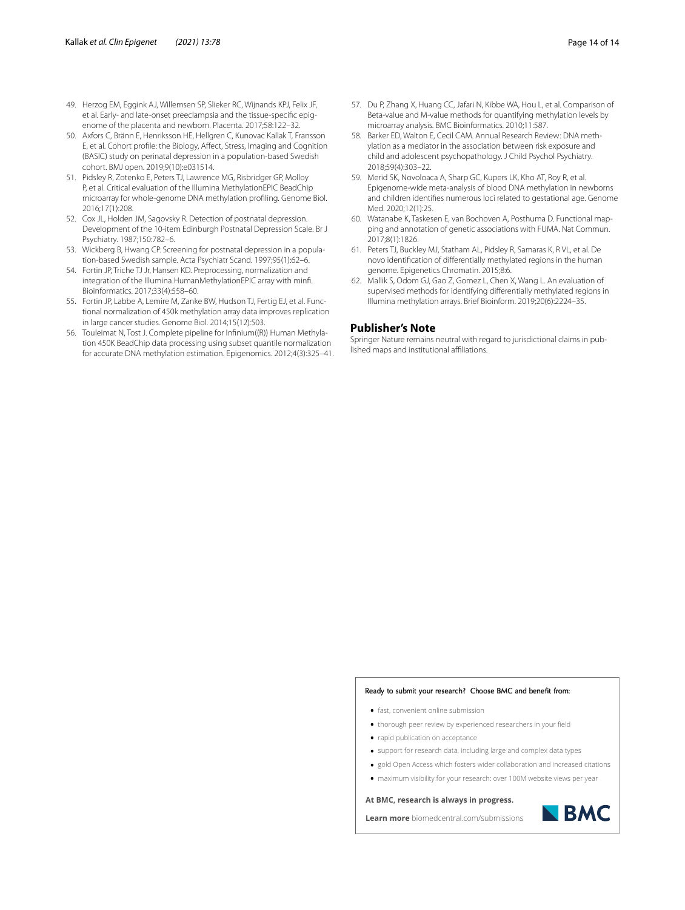49. Herzog EM, Eggink AJ, Willemsen SP, Slieker RC, Wijnands KPJ, Felix JF, et al. Early- and late-onset preeclampsia and the tissue-specific epigenome of the placenta and newborn. Placenta. 2017;58:122–32.
50. Axfors C, Bränn E, Henriksson HE, Hellgren C, Kunovac Kallak T, Fransson E, et al. Cohort profile: the Biology, Affect, Stress, Imaging and Cognition (BASIC) study on perinatal depression in a population-based Swedish cohort. BMJ open. 2019;9(10):e031514.
51. Pidsley R, Zotenko E, Peters TJ, Lawrence MG, Risbridger GP, Molloy P, et al. Critical evaluation of the Illumina MethylationEPIC BeadChip microarray for whole-genome DNA methylation profiling. Genome Biol. 2016;17(1):208.
52. Cox JL, Holden JM, Sagovsky R. Detection of postnatal depression. Development of the 10-item Edinburgh Postnatal Depression Scale. Br J Psychiatry. 1987;150:782–6.
53. Wickberg B, Hwang CP. Screening for postnatal depression in a population-based Swedish sample. Acta Psychiatr Scand. 1997;95(1):62–6.
54. Fortin JP, Triche TJ Jr, Hansen KD. Preprocessing, normalization and integration of the Illumina HumanMethylationEPIC array with minfi. Bioinformatics. 2017;33(4):558–60.
55. Fortin JP, Labbe A, Lemire M, Zanke BW, Hudson TJ, Fertig EJ, et al. Functional normalization of 450k methylation array data improves replication in large cancer studies. Genome Biol. 2014;15(12):503.
56. Touleimat N, Tost J. Complete pipeline for Infinium((R)) Human Methylation 450K BeadChip data processing using subset quantile normalization for accurate DNA methylation estimation. Epigenomics. 2012;4(3):325–41.
57. Du P, Zhang X, Huang CC, Jafari N, Kibbe WA, Hou L, et al. Comparison of Beta-value and M-value methods for quantifying methylation levels by microarray analysis. BMC Bioinformatics. 2010;11:587.
58. Barker ED, Walton E, Cecil CAM. Annual Research Review: DNA methylation as a mediator in the association between risk exposure and child and adolescent psychopathology. J Child Psychol Psychiatry. 2018;59(4):303–22.
59. Merid SK, Novoloaca A, Sharp GC, Kupers LK, Kho AT, Roy R, et al. Epigenome-wide meta-analysis of blood DNA methylation in newborns and children identifies numerous loci related to gestational age. Genome Med. 2020;12(1):25.
60. Watanabe K, Taskesen E, van Bochoven A, Posthuma D. Functional mapping and annotation of genetic associations with FUMA. Nat Commun. 2017;8(1):1826.
61. Peters TJ, Buckley MJ, Statham AL, Pidsley R, Samaras K, R VL, et al. De novo identification of differentially methylated regions in the human genome. Epigenetics Chromatin. 2015;8:6.
62. Mallik S, Odom GJ, Gao Z, Gomez L, Chen X, Wang L. An evaluation of supervised methods for identifying differentially methylated regions in Illumina methylation arrays. Brief Bioinform. 2019;20(6):2224–35.

## Publisher's Note

Springer Nature remains neutral with regard to jurisdictional claims in published maps and institutional affiliations.

Ready to submit your research? Choose BMC and benefit from:

- fast, convenient online submission
- thorough peer review by experienced researchers in your field
- rapid publication on acceptance
- support for research data, including large and complex data types
- gold Open Access which fosters wider collaboration and increased citations
- maximum visibility for your research: over 100M website views per year

**At BMC, research is always in progress.**

**Learn more** biomedcentral.com/submissions

BMC